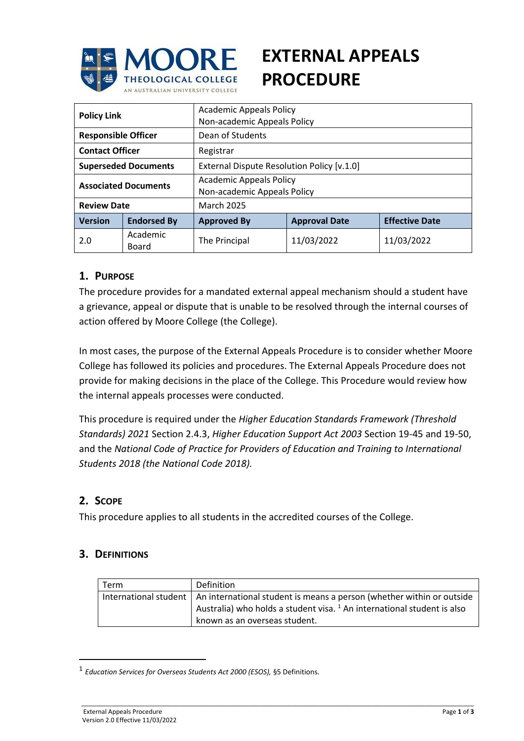# EXTERNAL APPEALS PROCEDURE

| **Policy Link** | | Academic Appeals Policy<br>Non-academic Appeals Policy | | |
|---|---|---|---|---|
| **Responsible Officer** | | Dean of Students | | |
| **Contact Officer** | | Registrar | | |
| **Superseded Documents** | | External Dispute Resolution Policy [v.1.0] | | |
| **Associated Documents** | | Academic Appeals Policy<br>Non-academic Appeals Policy | | |
| **Review Date** | | March 2025 | | |
| **Version** | **Endorsed By** | **Approved By** | **Approval Date** | **Effective Date** |
| 2.0 | Academic Board | The Principal | 11/03/2022 | 11/03/2022 |

## 1. PURPOSE

The procedure provides for a mandated external appeal mechanism should a student have a grievance, appeal or dispute that is unable to be resolved through the internal courses of action offered by Moore College (the College).

In most cases, the purpose of the External Appeals Procedure is to consider whether Moore College has followed its policies and procedures. The External Appeals Procedure does not provide for making decisions in the place of the College. This Procedure would review how the internal appeals processes were conducted.

This procedure is required under the *Higher Education Standards Framework (Threshold Standards) 2021* Section 2.4.3, *Higher Education Support Act 2003* Section 19-45 and 19-50, and the *National Code of Practice for Providers of Education and Training to International Students 2018 (the National Code 2018).*

## 2. SCOPE

This procedure applies to all students in the accredited courses of the College.

## 3. DEFINITIONS

| Term | Definition |
|---|---|
| International student | An international student is means a person (whether within or outside Australia) who holds a student visa. [1] An international student is also known as an overseas student. |

[1] *Education Services for Overseas Students Act 2000 (ESOS),* §5 Definitions.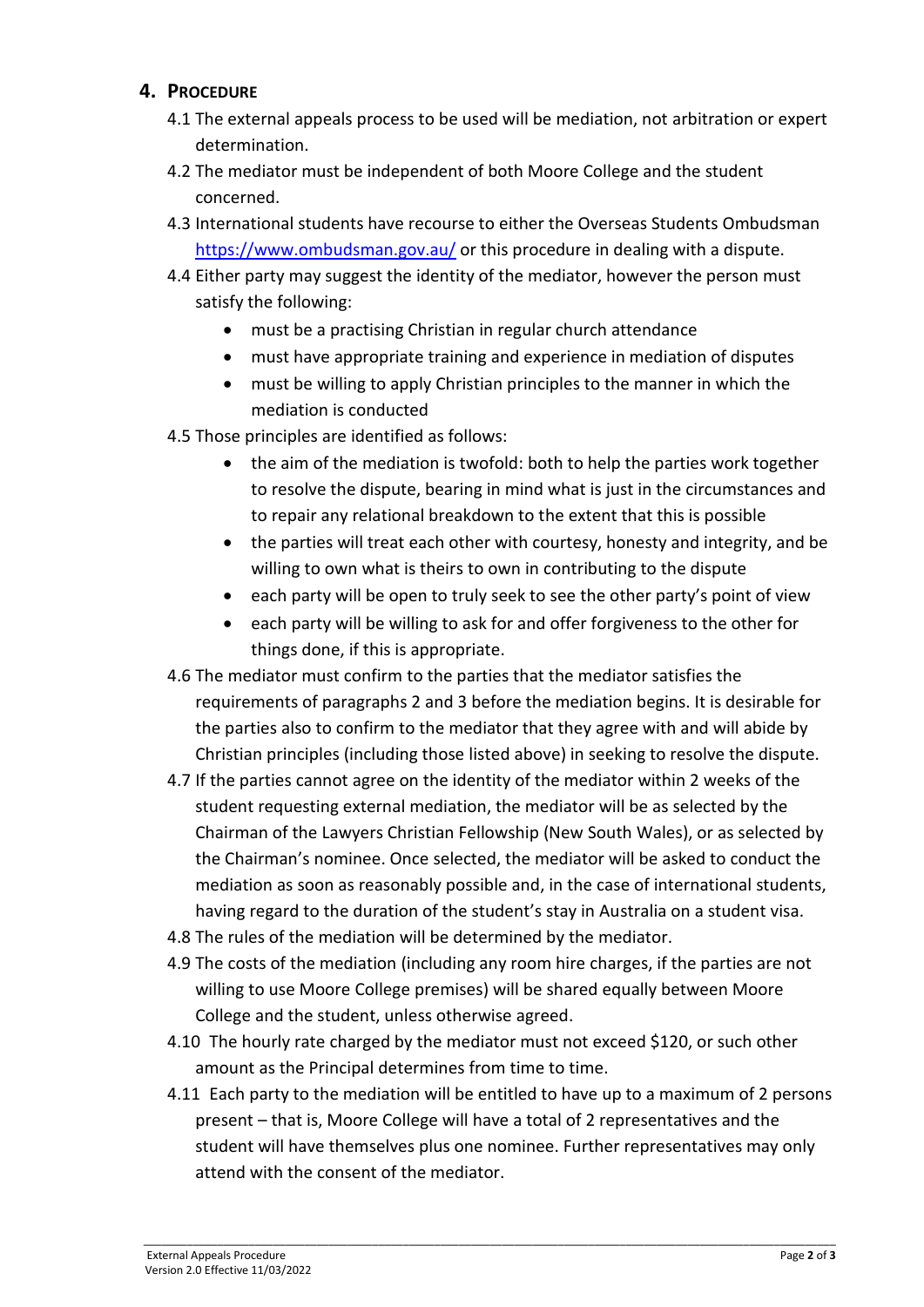## 4. Procedure

4.1 The external appeals process to be used will be mediation, not arbitration or expert determination.

4.2 The mediator must be independent of both Moore College and the student concerned.

4.3 International students have recourse to either the Overseas Students Ombudsman [https://www.ombudsman.gov.au/](https://www.ombudsman.gov.au/) or this procedure in dealing with a dispute.

4.4 Either party may suggest the identity of the mediator, however the person must satisfy the following:

- must be a practising Christian in regular church attendance
- must have appropriate training and experience in mediation of disputes
- must be willing to apply Christian principles to the manner in which the mediation is conducted

4.5 Those principles are identified as follows:

- the aim of the mediation is twofold: both to help the parties work together to resolve the dispute, bearing in mind what is just in the circumstances and to repair any relational breakdown to the extent that this is possible
- the parties will treat each other with courtesy, honesty and integrity, and be willing to own what is theirs to own in contributing to the dispute
- each party will be open to truly seek to see the other party's point of view
- each party will be willing to ask for and offer forgiveness to the other for things done, if this is appropriate.

4.6 The mediator must confirm to the parties that the mediator satisfies the requirements of paragraphs 2 and 3 before the mediation begins. It is desirable for the parties also to confirm to the mediator that they agree with and will abide by Christian principles (including those listed above) in seeking to resolve the dispute.

4.7 If the parties cannot agree on the identity of the mediator within 2 weeks of the student requesting external mediation, the mediator will be as selected by the Chairman of the Lawyers Christian Fellowship (New South Wales), or as selected by the Chairman's nominee. Once selected, the mediator will be asked to conduct the mediation as soon as reasonably possible and, in the case of international students, having regard to the duration of the student's stay in Australia on a student visa.

4.8 The rules of the mediation will be determined by the mediator.

4.9 The costs of the mediation (including any room hire charges, if the parties are not willing to use Moore College premises) will be shared equally between Moore College and the student, unless otherwise agreed.

4.10 The hourly rate charged by the mediator must not exceed $120, or such other amount as the Principal determines from time to time.

4.11 Each party to the mediation will be entitled to have up to a maximum of 2 persons present – that is, Moore College will have a total of 2 representatives and the student will have themselves plus one nominee. Further representatives may only attend with the consent of the mediator.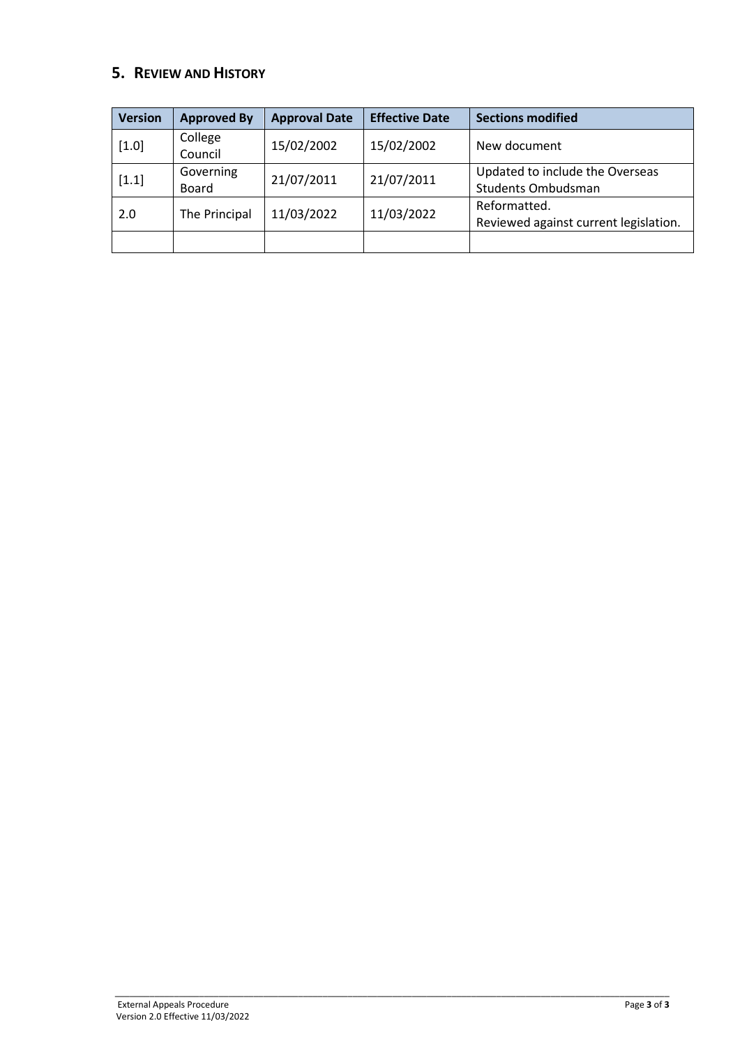## 5. Review and History

| Version | Approved By | Approval Date | Effective Date | Sections modified |
|---|---|---|---|---|
| [1.0] | College Council | 15/02/2002 | 15/02/2002 | New document |
| [1.1] | Governing Board | 21/07/2011 | 21/07/2011 | Updated to include the Overseas Students Ombudsman |
| 2.0 | The Principal | 11/03/2022 | 11/03/2022 | Reformatted.<br>Reviewed against current legislation. |
| | | | | |